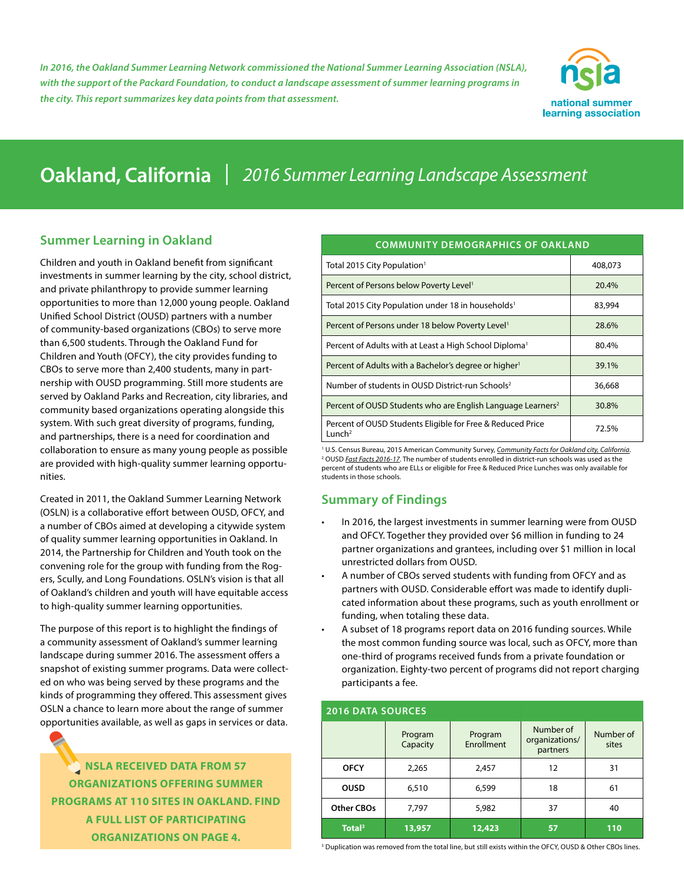*In 2016, the Oakland Summer Learning Network commissioned the National Summer Learning Association (NSLA), with the support of the Packard Foundation, to conduct a landscape assessment of summer learning programs in the city. This report summarizes key data points from that assessment.*

nsla
national summer learning association

# Oakland, California | *2016 Summer Learning Landscape Assessment*

## Summer Learning in Oakland

Children and youth in Oakland benefit from significant investments in summer learning by the city, school district, and private philanthropy to provide summer learning opportunities to more than 12,000 young people. Oakland Unified School District (OUSD) partners with a number of community-based organizations (CBOs) to serve more than 6,500 students. Through the Oakland Fund for Children and Youth (OFCY), the city provides funding to CBOs to serve more than 2,400 students, many in partnership with OUSD programming. Still more students are served by Oakland Parks and Recreation, city libraries, and community based organizations operating alongside this system. With such great diversity of programs, funding, and partnerships, there is a need for coordination and collaboration to ensure as many young people as possible are provided with high-quality summer learning opportunities.

Created in 2011, the Oakland Summer Learning Network (OSLN) is a collaborative effort between OUSD, OFCY, and a number of CBOs aimed at developing a citywide system of quality summer learning opportunities in Oakland. In 2014, the Partnership for Children and Youth took on the convening role for the group with funding from the Rogers, Scully, and Long Foundations. OSLN's vision is that all of Oakland's children and youth will have equitable access to high-quality summer learning opportunities.

The purpose of this report is to highlight the findings of a community assessment of Oakland's summer learning landscape during summer 2016. The assessment offers a snapshot of existing summer programs. Data were collected on who was being served by these programs and the kinds of programming they offered. This assessment gives OSLN a chance to learn more about the range of summer opportunities available, as well as gaps in services or data.

**NSLA RECEIVED DATA FROM 57 ORGANIZATIONS OFFERING SUMMER PROGRAMS AT 110 SITES IN OAKLAND. FIND A FULL LIST OF PARTICIPATING ORGANIZATIONS ON PAGE 4.**

| COMMUNITY DEMOGRAPHICS OF OAKLAND | |
|---|---|
| Total 2015 City Population[1] | 408,073 |
| Percent of Persons below Poverty Level[1] | 20.4% |
| Total 2015 City Population under 18 in households[1] | 83,994 |
| Percent of Persons under 18 below Poverty Level[1] | 28.6% |
| Percent of Adults with at Least a High School Diploma[1] | 80.4% |
| Percent of Adults with a Bachelor's degree or higher[1] | 39.1% |
| Number of students in OUSD District-run Schools[2] | 36,668 |
| Percent of OUSD Students who are English Language Learners[2] | 30.8% |
| Percent of OUSD Students Eligible for Free & Reduced Price Lunch[2] | 72.5% |

[1] U.S. Census Bureau, 2015 American Community Survey, *Community Facts for Oakland city, California*.
[2] OUSD *Fast Facts 2016-17*. The number of students enrolled in district-run schools was used as the percent of students who are ELLs or eligible for Free & Reduced Price Lunches was only available for students in those schools.

## Summary of Findings

- In 2016, the largest investments in summer learning were from OUSD and OFCY. Together they provided over $6 million in funding to 24 partner organizations and grantees, including over $1 million in local unrestricted dollars from OUSD.
- A number of CBOs served students with funding from OFCY and as partners with OUSD. Considerable effort was made to identify duplicated information about these programs, such as youth enrollment or funding, when totaling these data.
- A subset of 18 programs report data on 2016 funding sources. While the most common funding source was local, such as OFCY, more than one-third of programs received funds from a private foundation or organization. Eighty-two percent of programs did not report charging participants a fee.

**2016 DATA SOURCES**

| | Program Capacity | Program Enrollment | Number of organizations/ partners | Number of sites |
|---|---|---|---|---|
| **OFCY** | 2,265 | 2,457 | 12 | 31 |
| **OUSD** | 6,510 | 6,599 | 18 | 61 |
| **Other CBOs** | 7,797 | 5,982 | 37 | 40 |
| **Total[3]** | **13,957** | **12,423** | **57** | **110** |

[3] Duplication was removed from the total line, but still exists within the OFCY, OUSD & Other CBOs lines.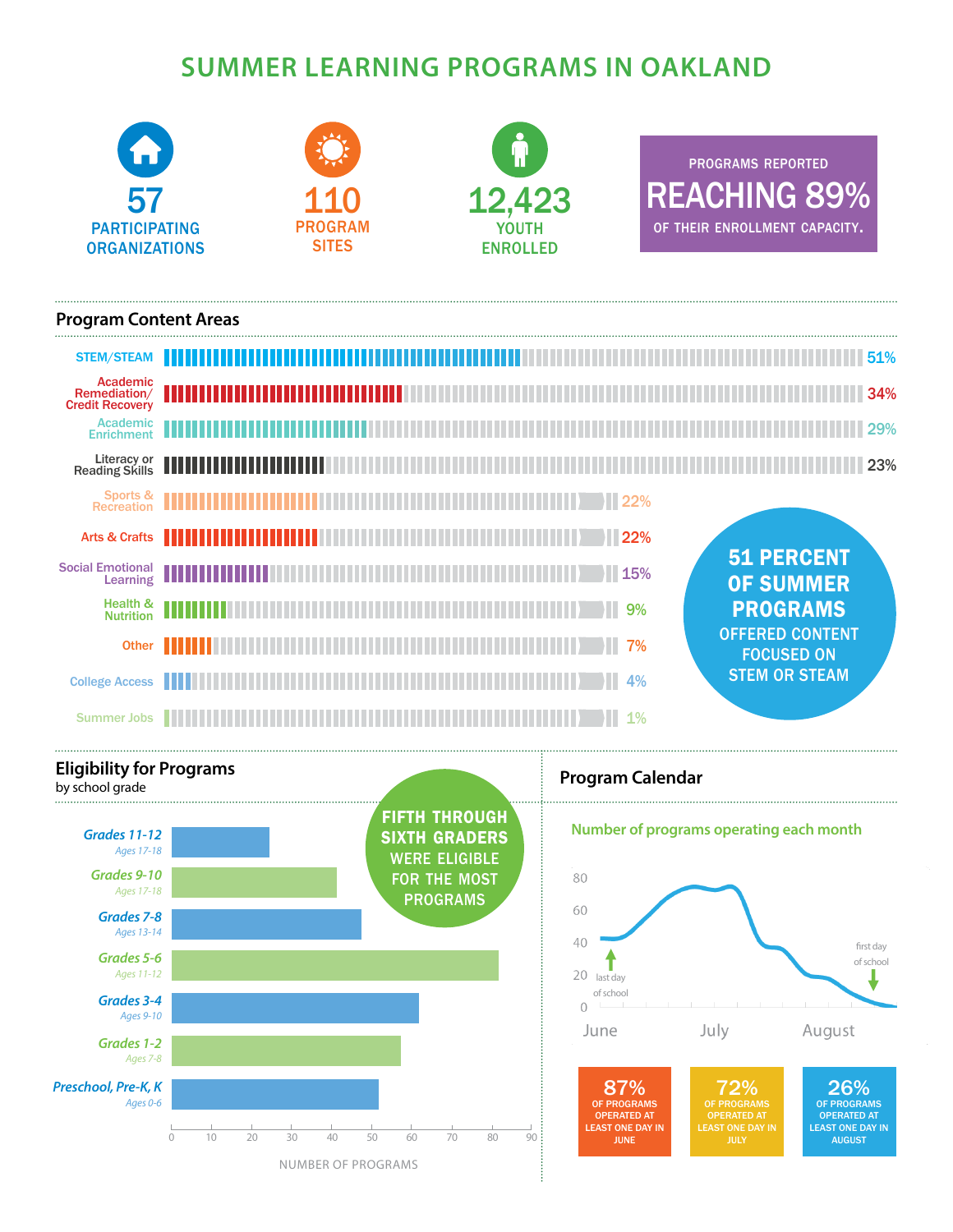# SUMMER LEARNING PROGRAMS IN OAKLAND

**57** PARTICIPATING ORGANIZATIONS

**110** PROGRAM SITES

**12,423** YOUTH ENROLLED

PROGRAMS REPORTED **REACHING 89%** OF THEIR ENROLLMENT CAPACITY.

## Program Content Areas

STEM/STEAM 51%
Academic Remediation/ Credit Recovery 34%
Academic Enrichment 29%
Literacy or Reading Skills 23%
Sports & Recreation 22%
Arts & Crafts 22%
Social Emotional Learning 15%
Health & Nutrition 9%
Other 7%
College Access 4%
Summer Jobs 1%

**51 PERCENT OF SUMMER PROGRAMS** OFFERED CONTENT FOCUSED ON STEM OR STEAM

## Eligibility for Programs

by school grade

Grades 11-12
Ages 17-18
Grades 9-10
Ages 17-18
Grades 7-8
Ages 13-14
Grades 5-6
Ages 11-12
Grades 3-4
Ages 9-10
Grades 1-2
Ages 7-8
Preschool, Pre-K, K
Ages 0-6

0 10 20 30 40 50 60 70 80 90

NUMBER OF PROGRAMS

**FIFTH THROUGH SIXTH GRADERS** WERE ELIGIBLE FOR THE MOST PROGRAMS

## Program Calendar

Number of programs operating each month

80
60
40
20
0

last day of school

first day of school

June July August

**87%** OF PROGRAMS OPERATED AT LEAST ONE DAY IN JUNE

**72%** OF PROGRAMS OPERATED AT LEAST ONE DAY IN JULY

**26%** OF PROGRAMS OPERATED AT LEAST ONE DAY IN AUGUST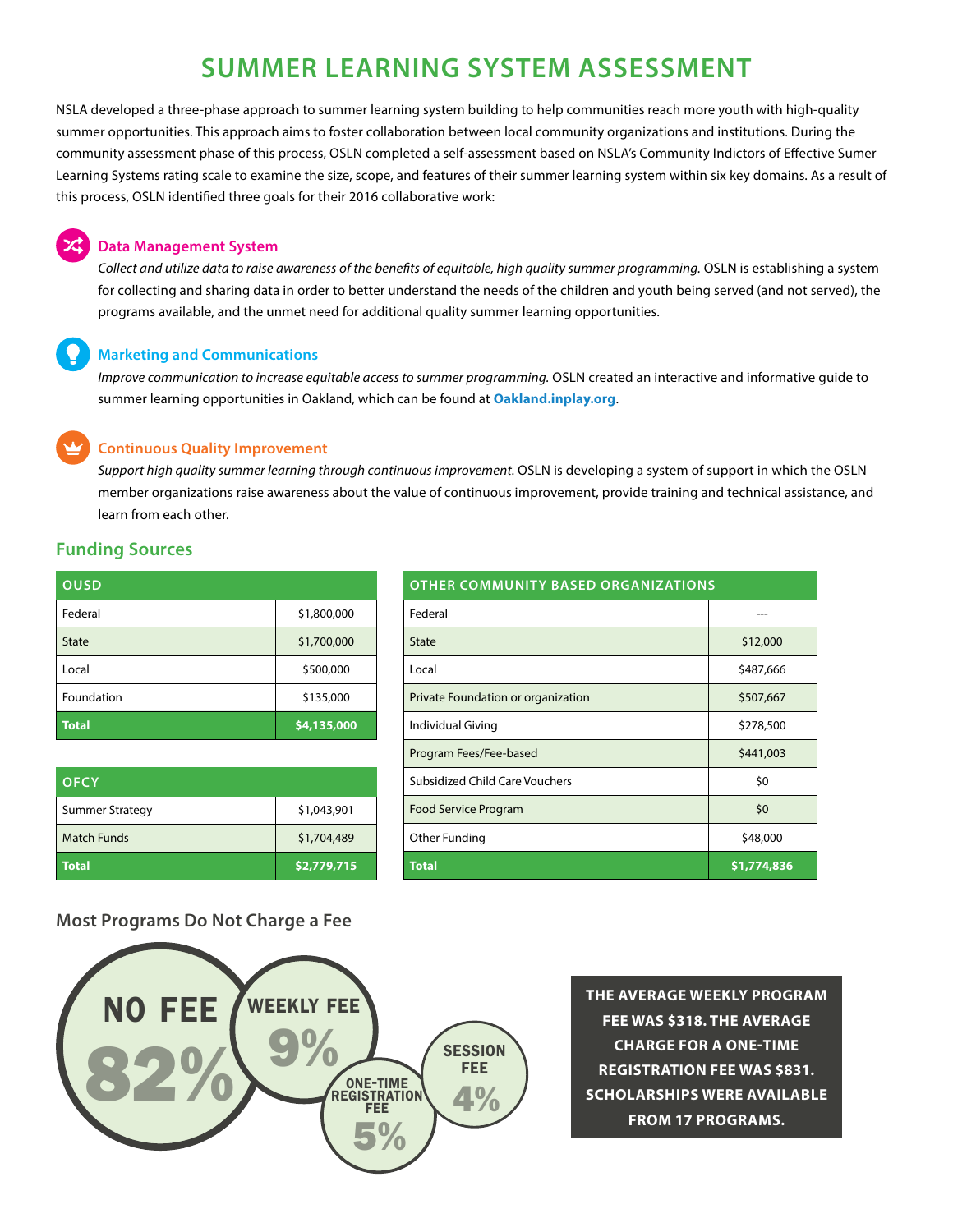# SUMMER LEARNING SYSTEM ASSESSMENT

NSLA developed a three-phase approach to summer learning system building to help communities reach more youth with high-quality summer opportunities. This approach aims to foster collaboration between local community organizations and institutions. During the community assessment phase of this process, OSLN completed a self-assessment based on NSLA's Community Indictors of Effective Sumer Learning Systems rating scale to examine the size, scope, and features of their summer learning system within six key domains. As a result of this process, OSLN identified three goals for their 2016 collaborative work:

### Data Management System

*Collect and utilize data to raise awareness of the benefits of equitable, high quality summer programming.* OSLN is establishing a system for collecting and sharing data in order to better understand the needs of the children and youth being served (and not served), the programs available, and the unmet need for additional quality summer learning opportunities.

### Marketing and Communications

*Improve communication to increase equitable access to summer programming.* OSLN created an interactive and informative guide to summer learning opportunities in Oakland, which can be found at **Oakland.inplay.org**.

### Continuous Quality Improvement

*Support high quality summer learning through continuous improvement.* OSLN is developing a system of support in which the OSLN member organizations raise awareness about the value of continuous improvement, provide training and technical assistance, and learn from each other.

## Funding Sources

| OUSD | |
|---|---|
| Federal | $1,800,000 |
| State | $1,700,000 |
| Local | $500,000 |
| Foundation | $135,000 |
| **Total** | **$4,135,000** |

| OFCY | |
|---|---|
| Summer Strategy | $1,043,901 |
| Match Funds | $1,704,489 |
| **Total** | **$2,779,715** |

| OTHER COMMUNITY BASED ORGANIZATIONS | |
|---|---|
| Federal | --- |
| State | $12,000 |
| Local | $487,666 |
| Private Foundation or organization | $507,667 |
| Individual Giving | $278,500 |
| Program Fees/Fee-based | $441,003 |
| Subsidized Child Care Vouchers | $0 |
| Food Service Program | $0 |
| Other Funding | $48,000 |
| **Total** | **$1,774,836** |

## Most Programs Do Not Charge a Fee

NO FEE 82%

WEEKLY FEE 9%

ONE-TIME REGISTRATION FEE 5%

SESSION FEE 4%

**THE AVERAGE WEEKLY PROGRAM FEE WAS $318. THE AVERAGE CHARGE FOR A ONE-TIME REGISTRATION FEE WAS $831. SCHOLARSHIPS WERE AVAILABLE FROM 17 PROGRAMS.**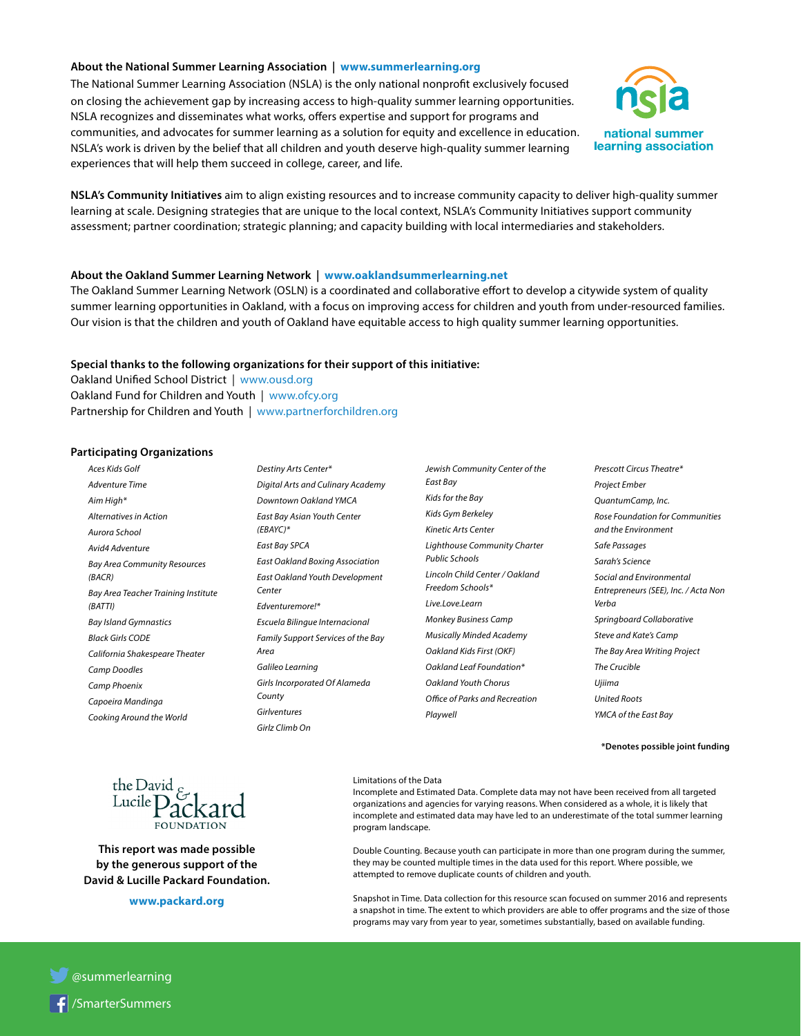**About the National Summer Learning Association | www.summerlearning.org**

The National Summer Learning Association (NSLA) is the only national nonprofit exclusively focused on closing the achievement gap by increasing access to high-quality summer learning opportunities. NSLA recognizes and disseminates what works, offers expertise and support for programs and communities, and advocates for summer learning as a solution for equity and excellence in education. NSLA's work is driven by the belief that all children and youth deserve high-quality summer learning experiences that will help them succeed in college, career, and life.

nsla
national summer learning association

**NSLA's Community Initiatives** aim to align existing resources and to increase community capacity to deliver high-quality summer learning at scale. Designing strategies that are unique to the local context, NSLA's Community Initiatives support community assessment; partner coordination; strategic planning; and capacity building with local intermediaries and stakeholders.

**About the Oakland Summer Learning Network | www.oaklandsummerlearning.net**

The Oakland Summer Learning Network (OSLN) is a coordinated and collaborative effort to develop a citywide system of quality summer learning opportunities in Oakland, with a focus on improving access for children and youth from under-resourced families. Our vision is that the children and youth of Oakland have equitable access to high quality summer learning opportunities.

**Special thanks to the following organizations for their support of this initiative:**

Oakland Unified School District | www.ousd.org
Oakland Fund for Children and Youth | www.ofcy.org
Partnership for Children and Youth | www.partnerforchildren.org

**Participating Organizations**

*Aces Kids Golf*
*Adventure Time*
*Aim High**
*Alternatives in Action*
*Aurora School*
*Avid4 Adventure*
*Bay Area Community Resources (BACR)*
*Bay Area Teacher Training Institute (BATTI)*
*Bay Island Gymnastics*
*Black Girls CODE*
*California Shakespeare Theater*
*Camp Doodles*
*Camp Phoenix*
*Capoeira Mandinga*
*Cooking Around the World*
*Destiny Arts Center**
*Digital Arts and Culinary Academy*
*Downtown Oakland YMCA*
*East Bay Asian Youth Center (EBAYC)**
*East Bay SPCA*
*East Oakland Boxing Association*
*East Oakland Youth Development Center*
*Edventuremore!**
*Escuela Bilingue Internacional*
*Family Support Services of the Bay Area*
*Galileo Learning*
*Girls Incorporated Of Alameda County*
*Girlventures*
*Girlz Climb On*
*Jewish Community Center of the East Bay*
*Kids for the Bay*
*Kids Gym Berkeley*
*Kinetic Arts Center*
*Lighthouse Community Charter Public Schools*
*Lincoln Child Center / Oakland Freedom Schools**
*Live.Love.Learn*
*Monkey Business Camp*
*Musically Minded Academy*
*Oakland Kids First (OKF)*
*Oakland Leaf Foundation**
*Oakland Youth Chorus*
*Office of Parks and Recreation*
*Playwell*
*Prescott Circus Theatre**
*Project Ember*
*QuantumCamp, Inc.*
*Rose Foundation for Communities and the Environment*
*Safe Passages*
*Sarah's Science*
*Social and Environmental Entrepreneurs (SEE), Inc. / Acta Non Verba*
*Springboard Collaborative*
*Steve and Kate's Camp*
*The Bay Area Writing Project*
*The Crucible*
*Ujima*
*United Roots*
*YMCA of the East Bay*

***Denotes possible joint funding**

the David & Lucile Packard FOUNDATION

**This report was made possible by the generous support of the David & Lucile Packard Foundation.**

**www.packard.org**

Limitations of the Data

Incomplete and Estimated Data. Complete data may not have been received from all targeted organizations and agencies for varying reasons. When considered as a whole, it is likely that incomplete and estimated data may have led to an underestimate of the total summer learning program landscape.

Double Counting. Because youth can participate in more than one program during the summer, they may be counted multiple times in the data used for this report. Where possible, we attempted to remove duplicate counts of children and youth.

Snapshot in Time. Data collection for this resource scan focused on summer 2016 and represents a snapshot in time. The extent to which providers are able to offer programs and the size of those programs may vary from year to year, sometimes substantially, based on available funding.

@summerlearning
/SmarterSummers